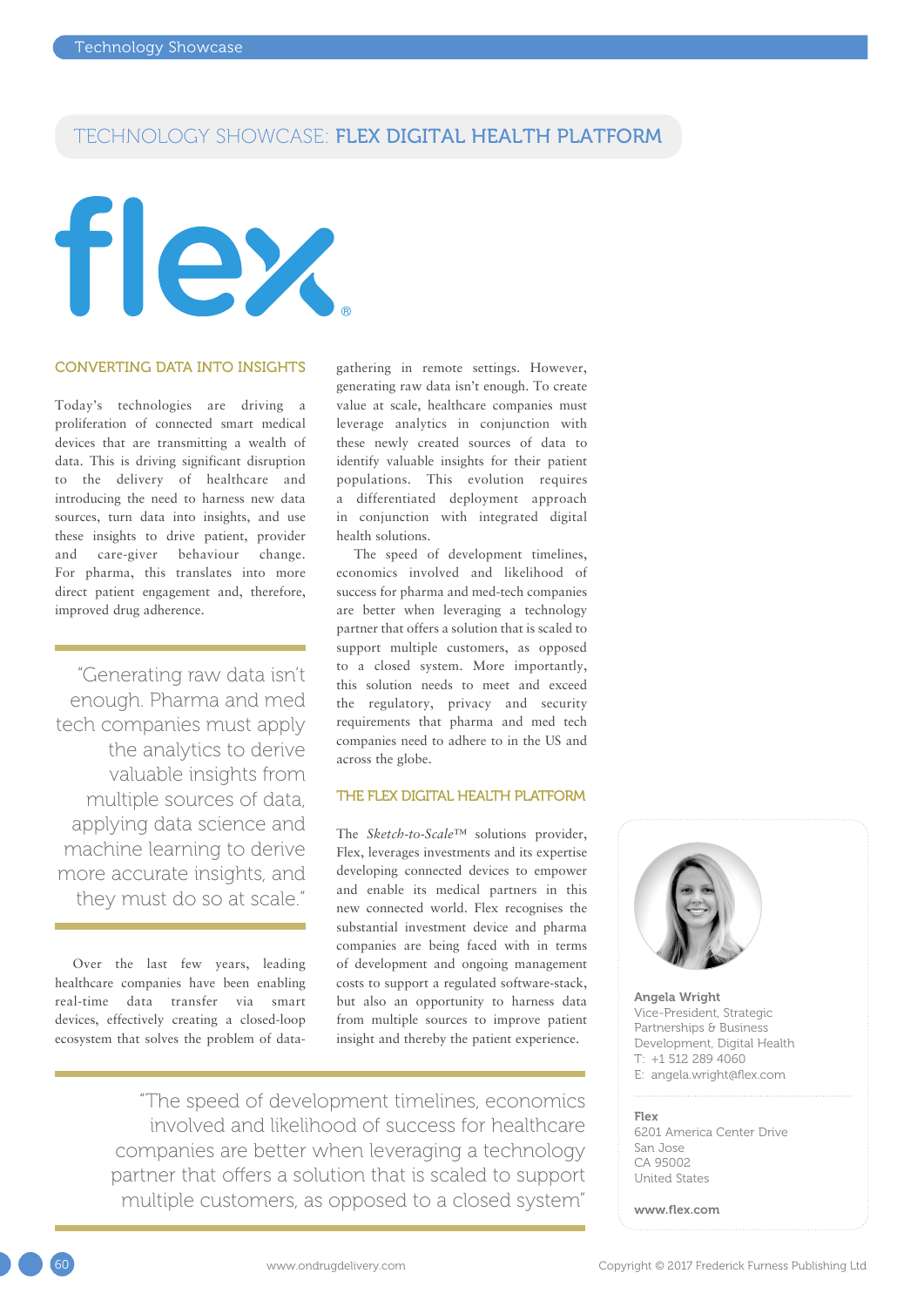# TECHNOLOGY SHOWCASE: FLEX DIGITAL HEALTH PLATFORM

flex®

## CONVERTING DATA INTO INSIGHTS

Today's technologies are driving a proliferation of connected smart medical devices that are transmitting a wealth of data. This is driving significant disruption to the delivery of healthcare and introducing the need to harness new data sources, turn data into insights, and use these insights to drive patient, provider and care-giver behaviour change. For pharma, this translates into more direct patient engagement and, therefore, improved drug adherence.

> "Generating raw data isn't enough. Pharma and med tech companies must apply the analytics to derive valuable insights from multiple sources of data, applying data science and machine learning to derive more accurate insights, and they must do so at scale."

Over the last few years, leading healthcare companies have been enabling real-time data transfer via smart devices, effectively creating a closed-loop ecosystem that solves the problem of data-gathering in remote settings. However, generating raw data isn't enough. To create value at scale, healthcare companies must leverage analytics in conjunction with these newly created sources of data to identify valuable insights for their patient populations. This evolution requires a differentiated deployment approach in conjunction with integrated digital health solutions.

The speed of development timelines, economics involved and likelihood of success for pharma and med-tech companies are better when leveraging a technology partner that offers a solution that is scaled to support multiple customers, as opposed to a closed system. More importantly, this solution needs to meet and exceed the regulatory, privacy and security requirements that pharma and med tech companies need to adhere to in the US and across the globe.

## THE FLEX DIGITAL HEALTH PLATFORM

The *Sketch-to-Scale*™ solutions provider, Flex, leverages investments and its expertise developing connected devices to empower and enable its medical partners in this new connected world. Flex recognises the substantial investment device and pharma companies are being faced with in terms of development and ongoing management costs to support a regulated software-stack, but also an opportunity to harness data from multiple sources to improve patient insight and thereby the patient experience.

> "The speed of development timelines, economics involved and likelihood of success for healthcare companies are better when leveraging a technology partner that offers a solution that is scaled to support multiple customers, as opposed to a closed system"

**Angela Wright**
Vice-President, Strategic Partnerships & Business Development, Digital Health
T: +1 512 289 4060
E: angela.wright@flex.com

**Flex**
6201 America Center Drive
San Jose
CA 95002
United States

**www.flex.com**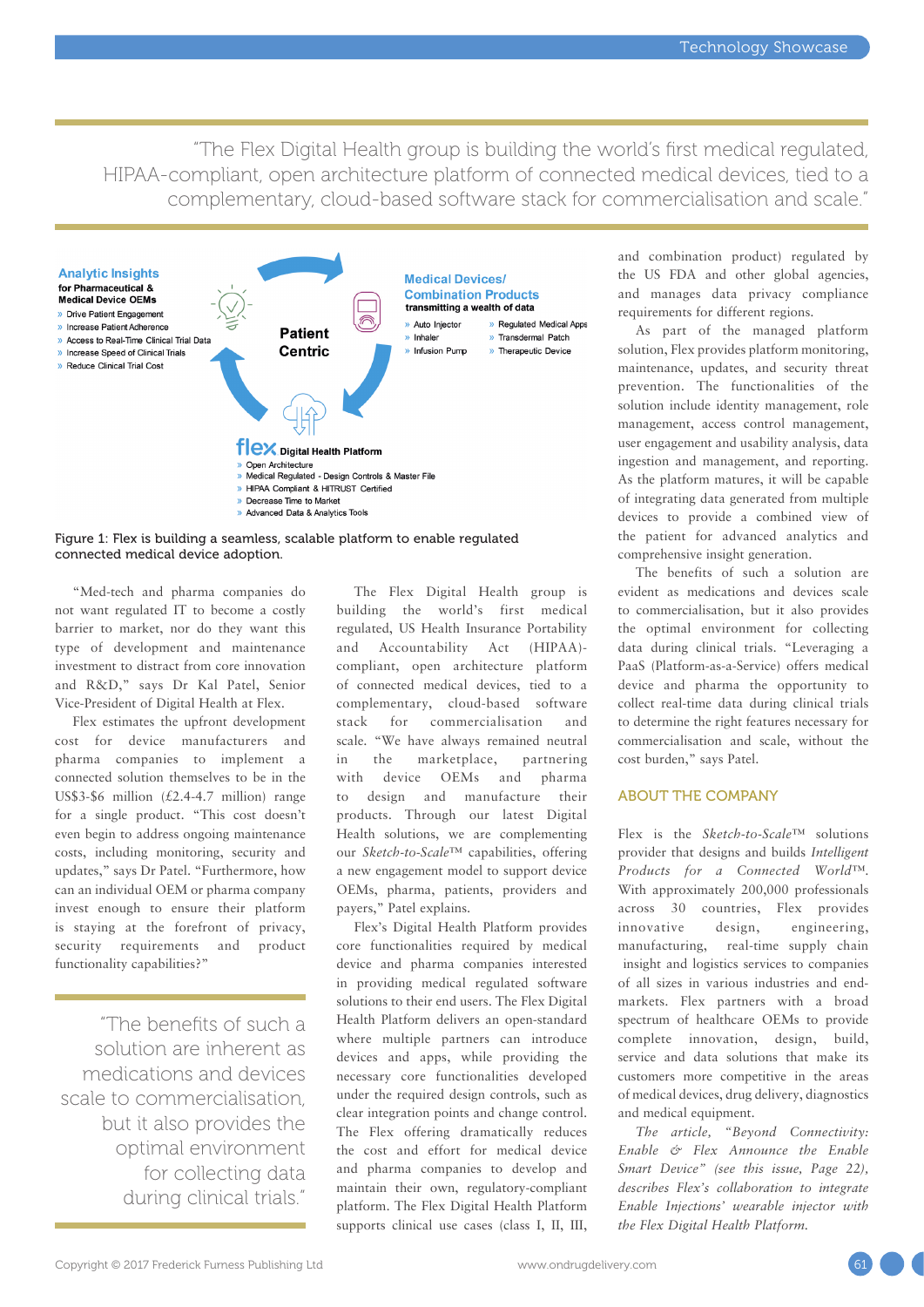"The Flex Digital Health group is building the world's first medical regulated, HIPAA-compliant, open architecture platform of connected medical devices, tied to a complementary, cloud-based software stack for commercialisation and scale."

**Analytic Insights**
for Pharmaceutical & Medical Device OEMs

- Drive Patient Engagement
- Increase Patient Adherence
- Access to Real-Time Clinical Trial Data
- Increase Speed of Clinical Trials
- Reduce Clinical Trial Cost

**Patient Centric**

**Medical Devices/ Combination Products**
transmitting a wealth of data

- Auto Injector
- Inhaler
- Infusion Pump
- Regulated Medical Apps
- Transdermal Patch
- Therapeutic Device

**flex** Digital Health Platform

- Open Architecture
- Medical Regulated - Design Controls & Master File
- HIPAA Compliant & HITRUST Certified
- Decrease Time to Market
- Advanced Data & Analytics Tools

Figure 1: Flex is building a seamless, scalable platform to enable regulated connected medical device adoption.

"Med-tech and pharma companies do not want regulated IT to become a costly barrier to market, nor do they want this type of development and maintenance investment to distract from core innovation and R&D," says Dr Kal Patel, Senior Vice-President of Digital Health at Flex.

Flex estimates the upfront development cost for device manufacturers and pharma companies to implement a connected solution themselves to be in the US$3-$6 million (£2.4-4.7 million) range for a single product. "This cost doesn't even begin to address ongoing maintenance costs, including monitoring, security and updates," says Dr Patel. "Furthermore, how can an individual OEM or pharma company invest enough to ensure their platform is staying at the forefront of privacy, security requirements and product functionality capabilities?"

"The benefits of such a solution are inherent as medications and devices scale to commercialisation, but it also provides the optimal environment for collecting data during clinical trials."

The Flex Digital Health group is building the world's first medical regulated, US Health Insurance Portability and Accountability Act (HIPAA)-compliant, open architecture platform of connected medical devices, tied to a complementary, cloud-based software stack for commercialisation and scale. "We have always remained neutral in the marketplace, partnering with device OEMs and pharma to design and manufacture their products. Through our latest Digital Health solutions, we are complementing our *Sketch-to-Scale™* capabilities, offering a new engagement model to support device OEMs, pharma, patients, providers and payers," Patel explains.

Flex's Digital Health Platform provides core functionalities required by medical device and pharma companies interested in providing medical regulated software solutions to their end users. The Flex Digital Health Platform delivers an open-standard where multiple partners can introduce devices and apps, while providing the necessary core functionalities developed under the required design controls, such as clear integration points and change control. The Flex offering dramatically reduces the cost and effort for medical device and pharma companies to develop and maintain their own, regulatory-compliant platform. The Flex Digital Health Platform supports clinical use cases (class I, II, III, and combination product) regulated by the US FDA and other global agencies, and manages data privacy compliance requirements for different regions.

As part of the managed platform solution, Flex provides platform monitoring, maintenance, updates, and security threat prevention. The functionalities of the solution include identity management, role management, access control management, user engagement and usability analysis, data ingestion and management, and reporting. As the platform matures, it will be capable of integrating data generated from multiple devices to provide a combined view of the patient for advanced analytics and comprehensive insight generation.

The benefits of such a solution are evident as medications and devices scale to commercialisation, but it also provides the optimal environment for collecting data during clinical trials. "Leveraging a PaaS (Platform-as-a-Service) offers medical device and pharma the opportunity to collect real-time data during clinical trials to determine the right features necessary for commercialisation and scale, without the cost burden," says Patel.

## ABOUT THE COMPANY

Flex is the *Sketch-to-Scale™* solutions provider that designs and builds *Intelligent Products for a Connected World™*. With approximately 200,000 professionals across 30 countries, Flex provides innovative design, engineering, manufacturing, real-time supply chain insight and logistics services to companies of all sizes in various industries and end-markets. Flex partners with a broad spectrum of healthcare OEMs to provide complete innovation, design, build, service and data solutions that make its customers more competitive in the areas of medical devices, drug delivery, diagnostics and medical equipment.

*The article, "Beyond Connectivity: Enable & Flex Announce the Enable Smart Device" (see this issue, Page 22), describes Flex's collaboration to integrate Enable Injections' wearable injector with the Flex Digital Health Platform.*

Copyright © 2017 Frederick Furness Publishing Ltd

www.ondrugdelivery.com